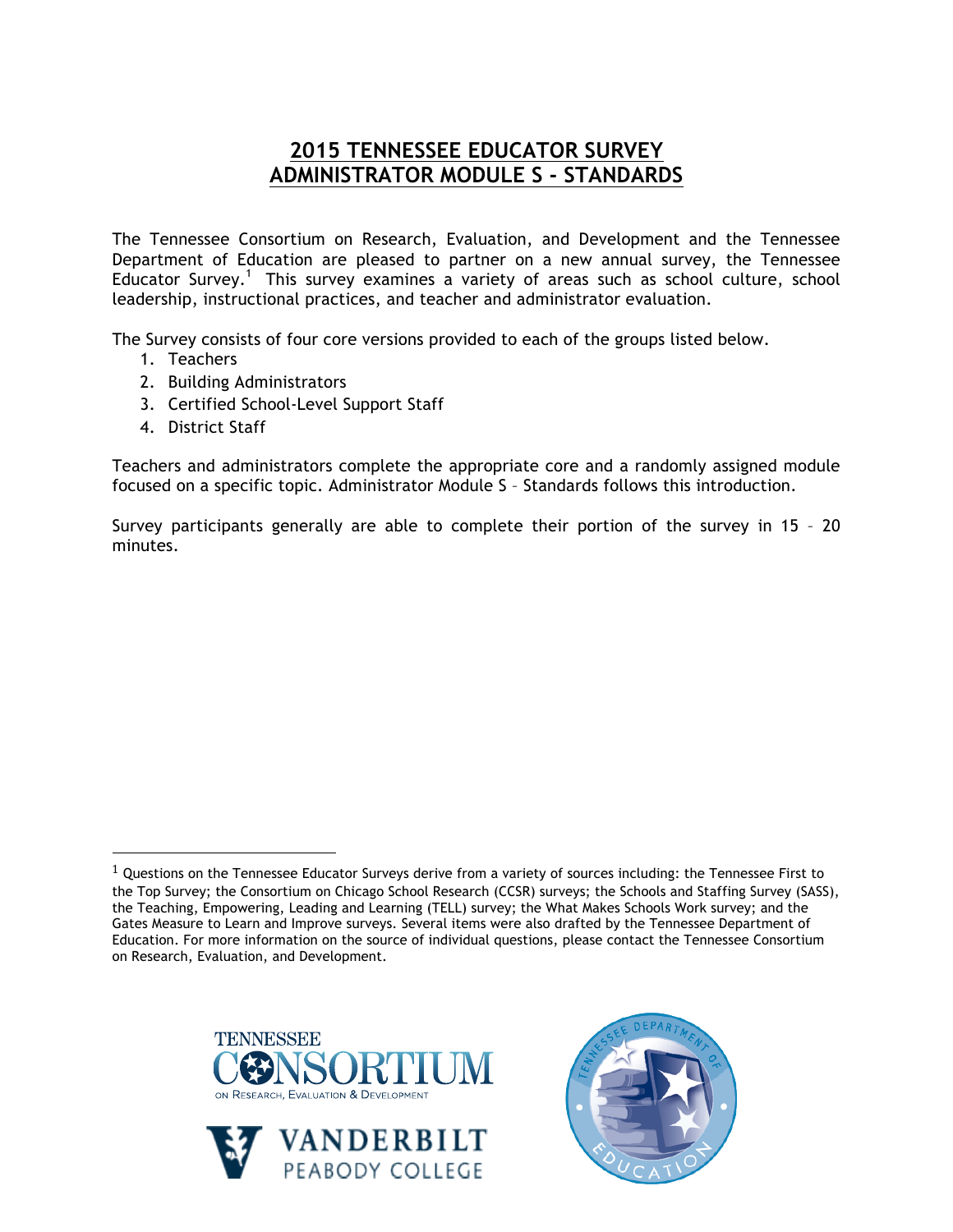# 2015 TENNESSEE EDUCATOR SURVEY
# ADMINISTRATOR MODULE S - STANDARDS

The Tennessee Consortium on Research, Evaluation, and Development and the Tennessee Department of Education are pleased to partner on a new annual survey, the Tennessee Educator Survey.[1] This survey examines a variety of areas such as school culture, school leadership, instructional practices, and teacher and administrator evaluation.

The Survey consists of four core versions provided to each of the groups listed below.

1. Teachers
2. Building Administrators
3. Certified School-Level Support Staff
4. District Staff

Teachers and administrators complete the appropriate core and a randomly assigned module focused on a specific topic. Administrator Module S – Standards follows this introduction.

Survey participants generally are able to complete their portion of the survey in 15 – 20 minutes.

[1] Questions on the Tennessee Educator Surveys derive from a variety of sources including: the Tennessee First to the Top Survey; the Consortium on Chicago School Research (CCSR) surveys; the Schools and Staffing Survey (SASS), the Teaching, Empowering, Leading and Learning (TELL) survey; the What Makes Schools Work survey; and the Gates Measure to Learn and Improve surveys. Several items were also drafted by the Tennessee Department of Education. For more information on the source of individual questions, please contact the Tennessee Consortium on Research, Evaluation, and Development.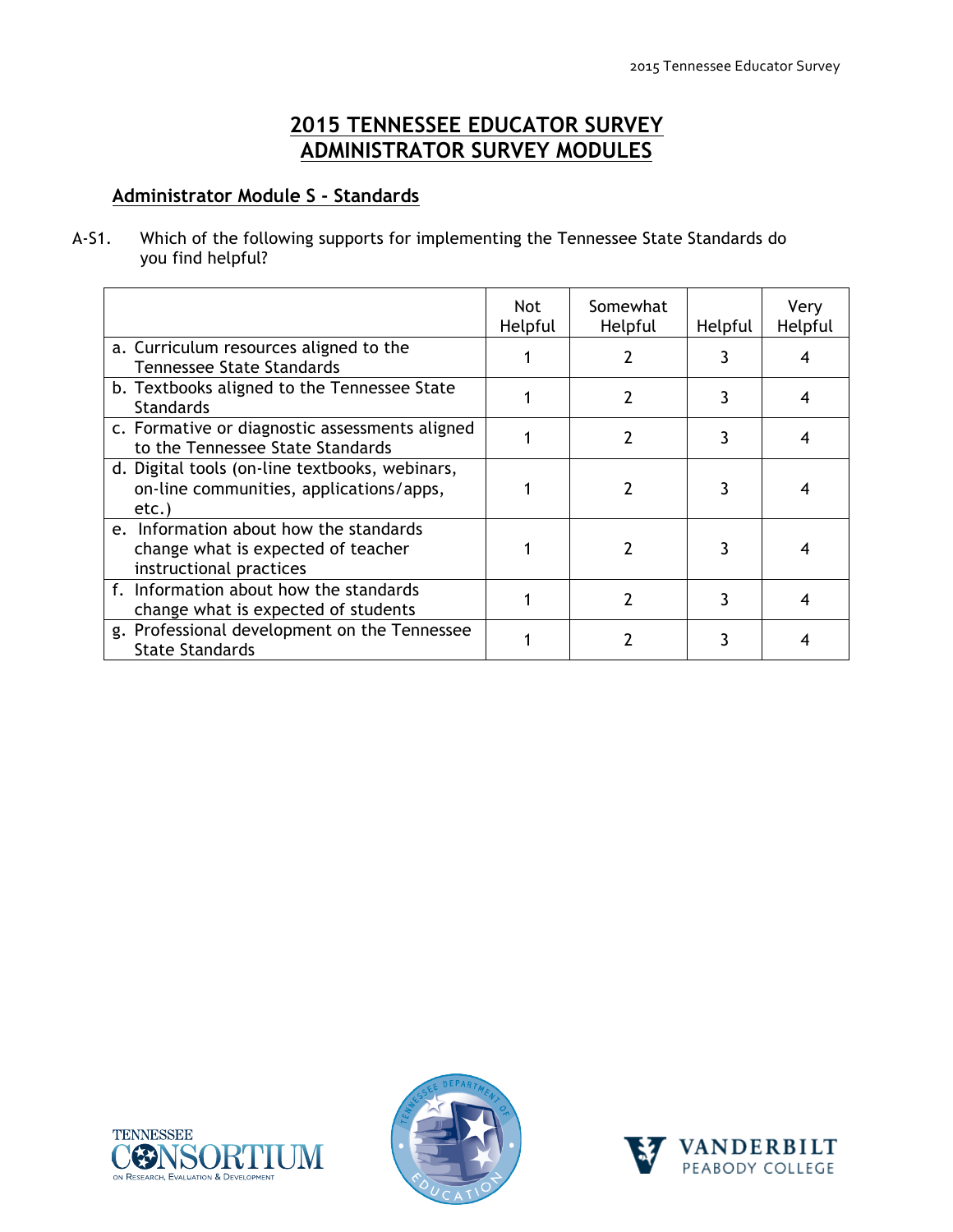# 2015 TENNESSEE EDUCATOR SURVEY
# ADMINISTRATOR SURVEY MODULES

## Administrator Module S - Standards

A-S1. Which of the following supports for implementing the Tennessee State Standards do you find helpful?

| | Not Helpful | Somewhat Helpful | Helpful | Very Helpful |
|---|---|---|---|---|
| a. Curriculum resources aligned to the Tennessee State Standards | 1 | 2 | 3 | 4 |
| b. Textbooks aligned to the Tennessee State Standards | 1 | 2 | 3 | 4 |
| c. Formative or diagnostic assessments aligned to the Tennessee State Standards | 1 | 2 | 3 | 4 |
| d. Digital tools (on-line textbooks, webinars, on-line communities, applications/apps, etc.) | 1 | 2 | 3 | 4 |
| e. Information about how the standards change what is expected of teacher instructional practices | 1 | 2 | 3 | 4 |
| f. Information about how the standards change what is expected of students | 1 | 2 | 3 | 4 |
| g. Professional development on the Tennessee State Standards | 1 | 2 | 3 | 4 |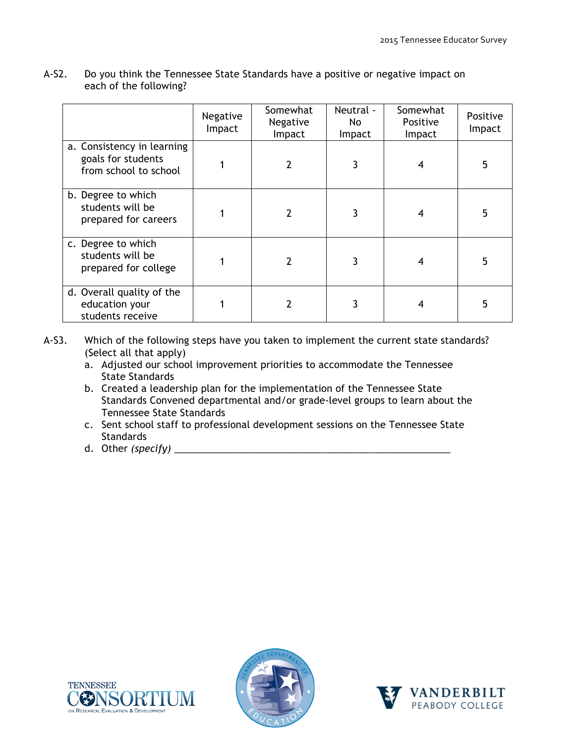A-S2. Do you think the Tennessee State Standards have a positive or negative impact on each of the following?

| | Negative Impact | Somewhat Negative Impact | Neutral - No Impact | Somewhat Positive Impact | Positive Impact |
|---|---|---|---|---|---|
| a. Consistency in learning goals for students from school to school | 1 | 2 | 3 | 4 | 5 |
| b. Degree to which students will be prepared for careers | 1 | 2 | 3 | 4 | 5 |
| c. Degree to which students will be prepared for college | 1 | 2 | 3 | 4 | 5 |
| d. Overall quality of the education your students receive | 1 | 2 | 3 | 4 | 5 |

A-S3. Which of the following steps have you taken to implement the current state standards? (Select all that apply)

a. Adjusted our school improvement priorities to accommodate the Tennessee State Standards
b. Created a leadership plan for the implementation of the Tennessee State Standards Convened departmental and/or grade-level groups to learn about the Tennessee State Standards
c. Sent school staff to professional development sessions on the Tennessee State Standards
d. Other *(specify)* _______________________________________________